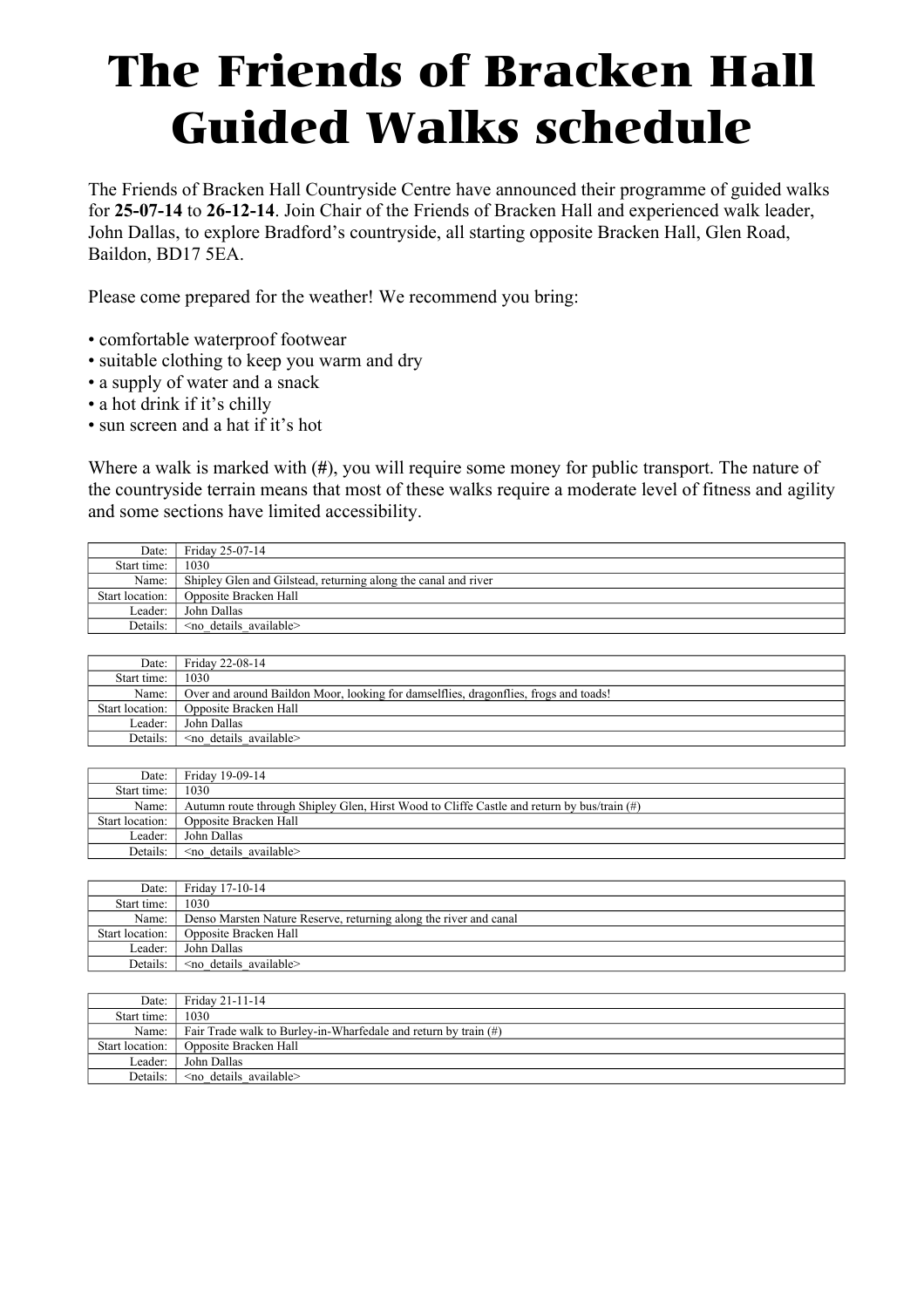# The Friends of Bracken Hall Guided Walks schedule

The Friends of Bracken Hall Countryside Centre have announced their programme of guided walks for **25-07-14** to **26-12-14**. Join Chair of the Friends of Bracken Hall and experienced walk leader, John Dallas, to explore Bradford's countryside, all starting opposite Bracken Hall, Glen Road, Baildon, BD17 5EA.

Please come prepared for the weather! We recommend you bring:

- comfortable waterproof footwear
- suitable clothing to keep you warm and dry
- a supply of water and a snack
- a hot drink if it's chilly
- sun screen and a hat if it's hot

Where a walk is marked with (#), you will require some money for public transport. The nature of the countryside terrain means that most of these walks require a moderate level of fitness and agility and some sections have limited accessibility.

| | |
|---|---|
| Date: | Friday 25-07-14 |
| Start time: | 1030 |
| Name: | Shipley Glen and Gilstead, returning along the canal and river |
| Start location: | Opposite Bracken Hall |
| Leader: | John Dallas |
| Details: | <no_details_available> |

| | |
|---|---|
| Date: | Friday 22-08-14 |
| Start time: | 1030 |
| Name: | Over and around Baildon Moor, looking for damselflies, dragonflies, frogs and toads! |
| Start location: | Opposite Bracken Hall |
| Leader: | John Dallas |
| Details: | <no_details_available> |

| | |
|---|---|
| Date: | Friday 19-09-14 |
| Start time: | 1030 |
| Name: | Autumn route through Shipley Glen, Hirst Wood to Cliffe Castle and return by bus/train (#) |
| Start location: | Opposite Bracken Hall |
| Leader: | John Dallas |
| Details: | <no_details_available> |

| | |
|---|---|
| Date: | Friday 17-10-14 |
| Start time: | 1030 |
| Name: | Denso Marsten Nature Reserve, returning along the river and canal |
| Start location: | Opposite Bracken Hall |
| Leader: | John Dallas |
| Details: | <no_details_available> |

| | |
|---|---|
| Date: | Friday 21-11-14 |
| Start time: | 1030 |
| Name: | Fair Trade walk to Burley-in-Wharfedale and return by train (#) |
| Start location: | Opposite Bracken Hall |
| Leader: | John Dallas |
| Details: | <no_details_available> |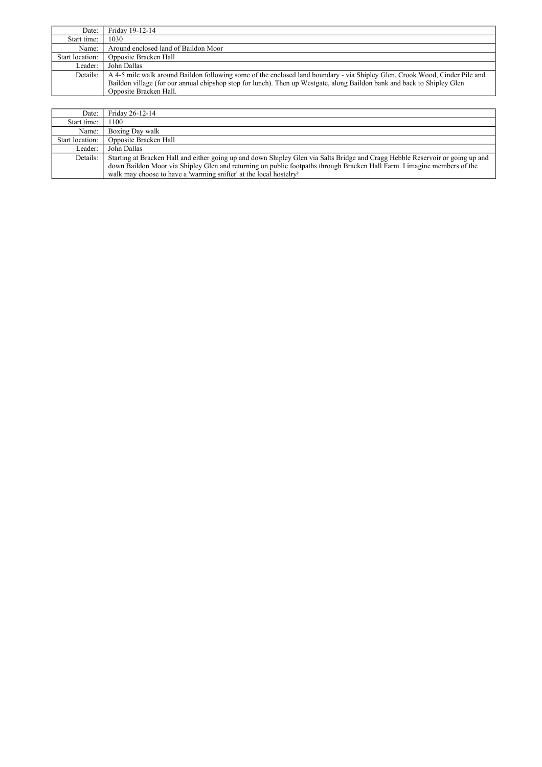| | |
|---|---|
| Date: | Friday 19-12-14 |
| Start time: | 1030 |
| Name: | Around enclosed land of Baildon Moor |
| Start location: | Opposite Bracken Hall |
| Leader: | John Dallas |
| Details: | A 4-5 mile walk around Baildon following some of the enclosed land boundary - via Shipley Glen, Crook Wood, Cinder Pile and Baildon village (for our annual chipshop stop for lunch). Then up Westgate, along Baildon bank and back to Shipley Glen Opposite Bracken Hall. |

| | |
|---|---|
| Date: | Friday 26-12-14 |
| Start time: | 1100 |
| Name: | Boxing Day walk |
| Start location: | Opposite Bracken Hall |
| Leader: | John Dallas |
| Details: | Starting at Bracken Hall and either going up and down Shipley Glen via Salts Bridge and Cragg Hebble Reservoir or going up and down Baildon Moor via Shipley Glen and returning on public footpaths through Bracken Hall Farm. I imagine members of the walk may choose to have a 'warming snifter' at the local hostelry! |